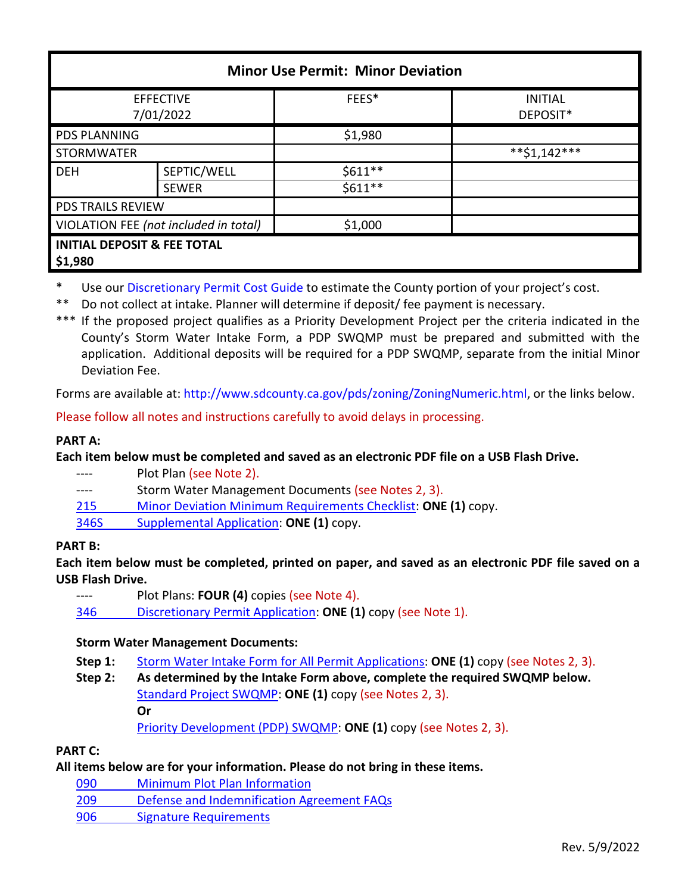| Minor Use Permit: Minor Deviation | | | |
|---|---|---|---|
| EFFECTIVE 7/01/2022 | | FEES* | INITIAL DEPOSIT* |
| PDS PLANNING | | $1,980 | |
| STORMWATER | | | **$1,142*** |
| DEH | SEPTIC/WELL | $611** | |
| | SEWER | $611** | |
| PDS TRAILS REVIEW | | | |
| VIOLATION FEE *(not included in total)* | | $1,000 | |
| **INITIAL DEPOSIT & FEE TOTAL $1,980** | | | |

\* Use our Discretionary Permit Cost Guide to estimate the County portion of your project's cost.

\** Do not collect at intake. Planner will determine if deposit/ fee payment is necessary.

\*** If the proposed project qualifies as a Priority Development Project per the criteria indicated in the County's Storm Water Intake Form, a PDP SWQMP must be prepared and submitted with the application. Additional deposits will be required for a PDP SWQMP, separate from the initial Minor Deviation Fee.

Forms are available at: http://www.sdcounty.ca.gov/pds/zoning/ZoningNumeric.html, or the links below.

Please follow all notes and instructions carefully to avoid delays in processing.

**PART A:**

**Each item below must be completed and saved as an electronic PDF file on a USB Flash Drive.**

- ---- Plot Plan (see Note 2).
- ---- Storm Water Management Documents (see Notes 2, 3).
- 215 Minor Deviation Minimum Requirements Checklist: **ONE (1)** copy.
- 346S Supplemental Application: **ONE (1)** copy.

**PART B:**

**Each item below must be completed, printed on paper, and saved as an electronic PDF file saved on a USB Flash Drive.**

- ---- Plot Plans: **FOUR (4)** copies (see Note 4).
- 346 Discretionary Permit Application: **ONE (1)** copy (see Note 1).

**Storm Water Management Documents:**

**Step 1:** Storm Water Intake Form for All Permit Applications: **ONE (1)** copy (see Notes 2, 3).

**Step 2:** **As determined by the Intake Form above, complete the required SWQMP below.**
Standard Project SWQMP: **ONE (1)** copy (see Notes 2, 3).
**Or**
Priority Development (PDP) SWQMP: **ONE (1)** copy (see Notes 2, 3).

**PART C:**

**All items below are for your information. Please do not bring in these items.**

- 090 Minimum Plot Plan Information
- 209 Defense and Indemnification Agreement FAQs
- 906 Signature Requirements

Rev. 5/9/2022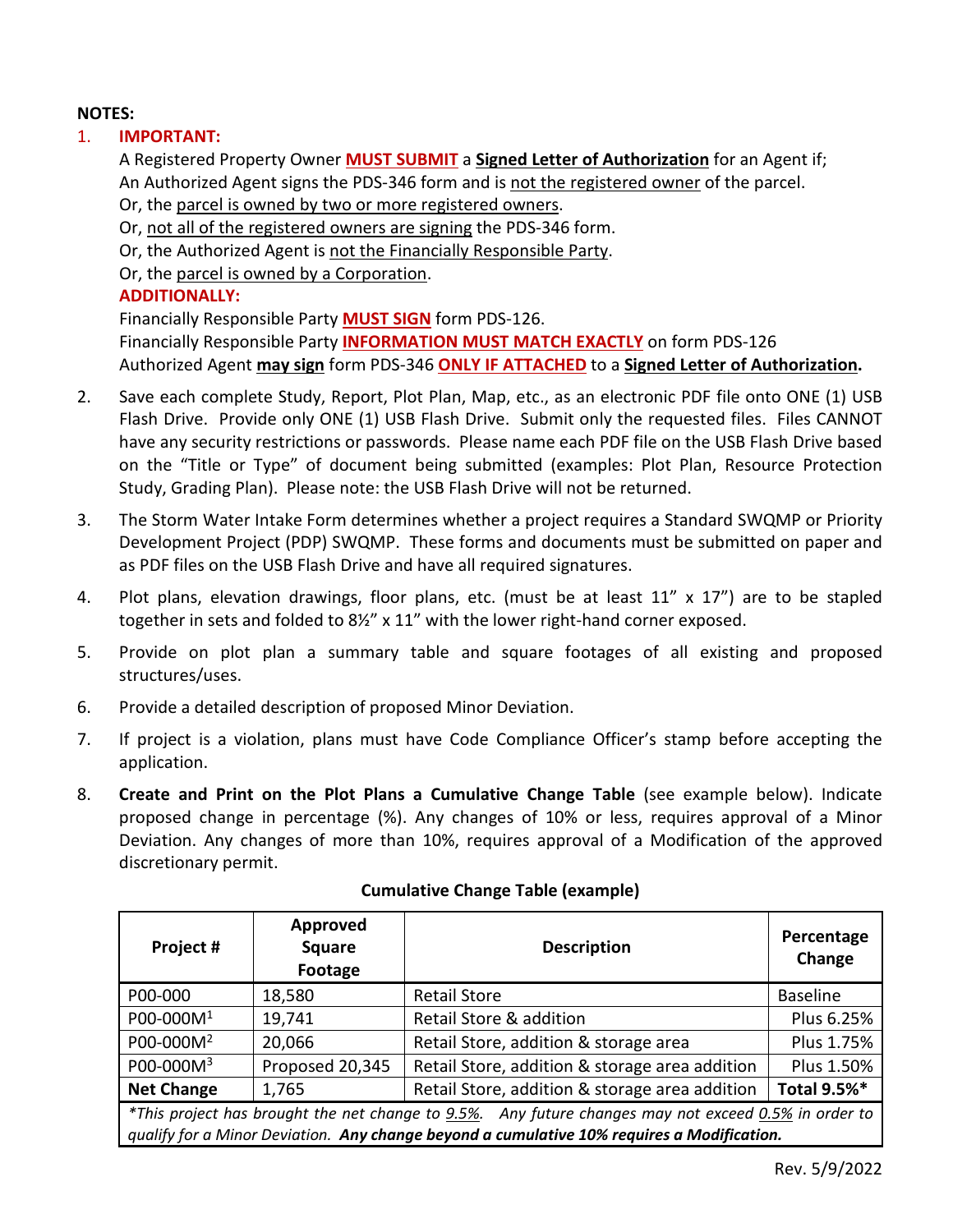**NOTES:**

1. **IMPORTANT:**

   A Registered Property Owner **MUST SUBMIT** a **Signed Letter of Authorization** for an Agent if;
   An Authorized Agent signs the PDS-346 form and is not the registered owner of the parcel.
   Or, the parcel is owned by two or more registered owners.
   Or, not all of the registered owners are signing the PDS-346 form.
   Or, the Authorized Agent is not the Financially Responsible Party.
   Or, the parcel is owned by a Corporation.

   **ADDITIONALLY:**

   Financially Responsible Party **MUST SIGN** form PDS-126.
   Financially Responsible Party **INFORMATION MUST MATCH EXACTLY** on form PDS-126
   Authorized Agent **may sign** form PDS-346 **ONLY IF ATTACHED** to a **Signed Letter of Authorization.**

2. Save each complete Study, Report, Plot Plan, Map, etc., as an electronic PDF file onto ONE (1) USB Flash Drive. Provide only ONE (1) USB Flash Drive. Submit only the requested files. Files CANNOT have any security restrictions or passwords. Please name each PDF file on the USB Flash Drive based on the "Title or Type" of document being submitted (examples: Plot Plan, Resource Protection Study, Grading Plan). Please note: the USB Flash Drive will not be returned.

3. The Storm Water Intake Form determines whether a project requires a Standard SWQMP or Priority Development Project (PDP) SWQMP. These forms and documents must be submitted on paper and as PDF files on the USB Flash Drive and have all required signatures.

4. Plot plans, elevation drawings, floor plans, etc. (must be at least 11" x 17") are to be stapled together in sets and folded to 8½" x 11" with the lower right-hand corner exposed.

5. Provide on plot plan a summary table and square footages of all existing and proposed structures/uses.

6. Provide a detailed description of proposed Minor Deviation.

7. If project is a violation, plans must have Code Compliance Officer's stamp before accepting the application.

8. **Create and Print on the Plot Plans a Cumulative Change Table** (see example below). Indicate proposed change in percentage (%). Any changes of 10% or less, requires approval of a Minor Deviation. Any changes of more than 10%, requires approval of a Modification of the approved discretionary permit.

**Cumulative Change Table (example)**

| Project # | Approved Square Footage | Description | Percentage Change |
|---|---|---|---|
| P00-000 | 18,580 | Retail Store | Baseline |
| P00-000M[1] | 19,741 | Retail Store & addition | Plus 6.25% |
| P00-000M[2] | 20,066 | Retail Store, addition & storage area | Plus 1.75% |
| P00-000M[3] | Proposed 20,345 | Retail Store, addition & storage area addition | Plus 1.50% |
| **Net Change** | 1,765 | Retail Store, addition & storage area addition | **Total 9.5%*** |

**This project has brought the net change to 9.5%. Any future changes may not exceed 0.5% in order to qualify for a Minor Deviation.* ***Any change beyond a cumulative 10% requires a Modification.***

Rev. 5/9/2022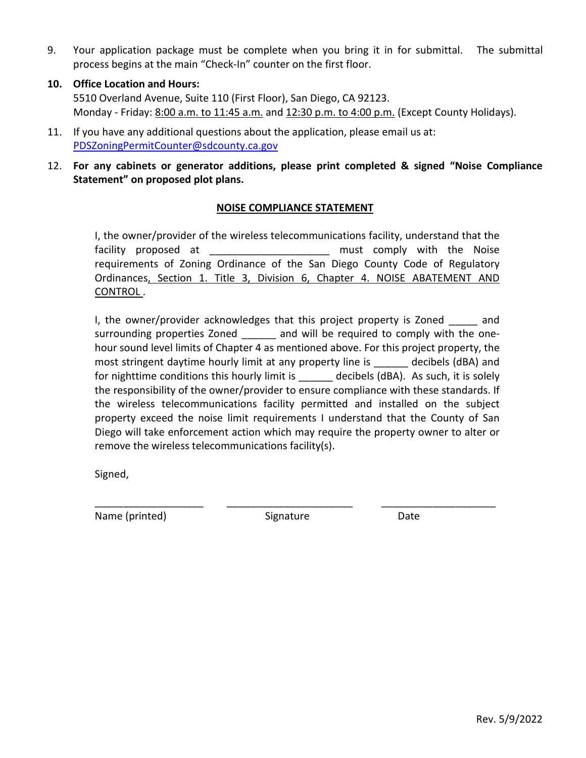9. Your application package must be complete when you bring it in for submittal. The submittal process begins at the main "Check-In" counter on the first floor.

10. **Office Location and Hours:**
    5510 Overland Avenue, Suite 110 (First Floor), San Diego, CA 92123.
    Monday - Friday: 8:00 a.m. to 11:45 a.m. and 12:30 p.m. to 4:00 p.m. (Except County Holidays).

11. If you have any additional questions about the application, please email us at: PDSZoningPermitCounter@sdcounty.ca.gov

12. **For any cabinets or generator additions, please print completed & signed "Noise Compliance Statement" on proposed plot plans.**

## NOISE COMPLIANCE STATEMENT

I, the owner/provider of the wireless telecommunications facility, understand that the facility proposed at ____________________ must comply with the Noise requirements of Zoning Ordinance of the San Diego County Code of Regulatory Ordinances, Section 1. Title 3, Division 6, Chapter 4. NOISE ABATEMENT AND CONTROL .

I, the owner/provider acknowledges that this project property is Zoned _____ and surrounding properties Zoned ______ and will be required to comply with the one-hour sound level limits of Chapter 4 as mentioned above. For this project property, the most stringent daytime hourly limit at any property line is ______ decibels (dBA) and for nighttime conditions this hourly limit is ______ decibels (dBA). As such, it is solely the responsibility of the owner/provider to ensure compliance with these standards. If the wireless telecommunications facility permitted and installed on the subject property exceed the noise limit requirements I understand that the County of San Diego will take enforcement action which may require the property owner to alter or remove the wireless telecommunications facility(s).

Signed,

___________________ ______________________ ____________________

Name (printed) Signature Date

Rev. 5/9/2022